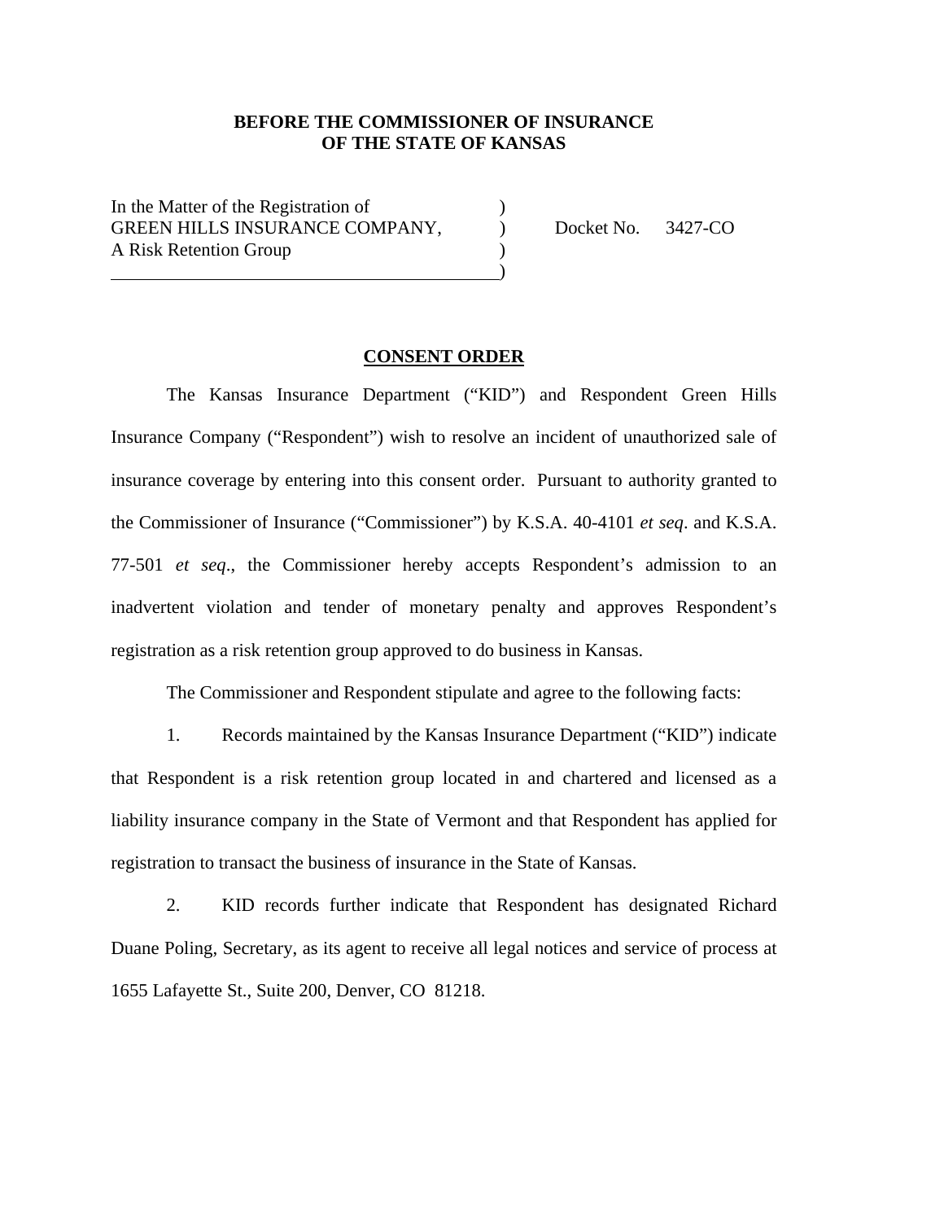**BEFORE THE COMMISSIONER OF INSURANCE**
**OF THE STATE OF KANSAS**

In the Matter of the Registration of )
GREEN HILLS INSURANCE COMPANY, ) Docket No. 3427-CO
A Risk Retention Group )
)

**CONSENT ORDER**

The Kansas Insurance Department ("KID") and Respondent Green Hills Insurance Company ("Respondent") wish to resolve an incident of unauthorized sale of insurance coverage by entering into this consent order. Pursuant to authority granted to the Commissioner of Insurance ("Commissioner") by K.S.A. 40-4101 *et seq*. and K.S.A. 77-501 *et seq*., the Commissioner hereby accepts Respondent's admission to an inadvertent violation and tender of monetary penalty and approves Respondent's registration as a risk retention group approved to do business in Kansas.

The Commissioner and Respondent stipulate and agree to the following facts:

1. Records maintained by the Kansas Insurance Department ("KID") indicate that Respondent is a risk retention group located in and chartered and licensed as a liability insurance company in the State of Vermont and that Respondent has applied for registration to transact the business of insurance in the State of Kansas.

2. KID records further indicate that Respondent has designated Richard Duane Poling, Secretary, as its agent to receive all legal notices and service of process at 1655 Lafayette St., Suite 200, Denver, CO 81218.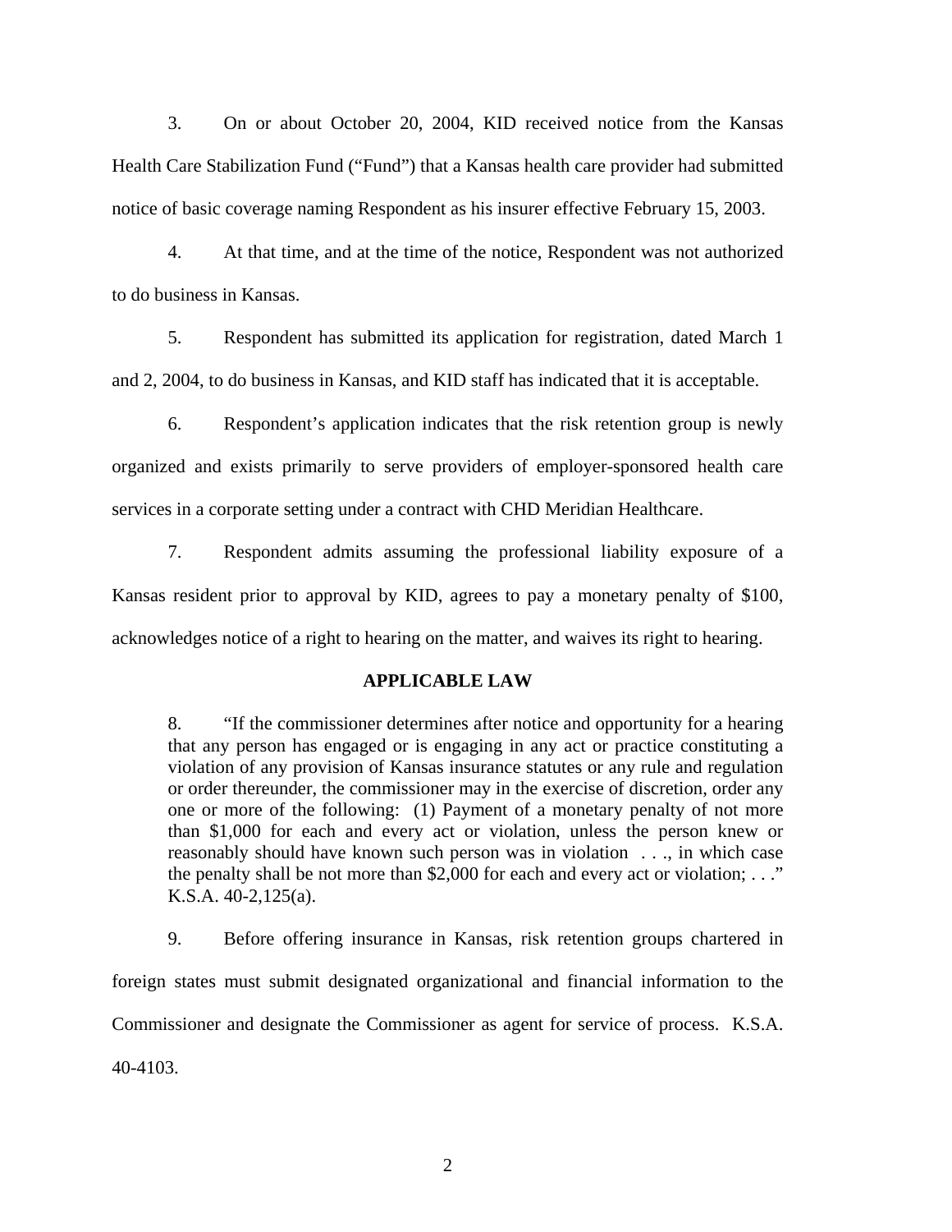3. On or about October 20, 2004, KID received notice from the Kansas Health Care Stabilization Fund ("Fund") that a Kansas health care provider had submitted notice of basic coverage naming Respondent as his insurer effective February 15, 2003.

4. At that time, and at the time of the notice, Respondent was not authorized to do business in Kansas.

5. Respondent has submitted its application for registration, dated March 1 and 2, 2004, to do business in Kansas, and KID staff has indicated that it is acceptable.

6. Respondent's application indicates that the risk retention group is newly organized and exists primarily to serve providers of employer-sponsored health care services in a corporate setting under a contract with CHD Meridian Healthcare.

7. Respondent admits assuming the professional liability exposure of a Kansas resident prior to approval by KID, agrees to pay a monetary penalty of $100, acknowledges notice of a right to hearing on the matter, and waives its right to hearing.

## APPLICABLE LAW

> 8. "If the commissioner determines after notice and opportunity for a hearing that any person has engaged or is engaging in any act or practice constituting a violation of any provision of Kansas insurance statutes or any rule and regulation or order thereunder, the commissioner may in the exercise of discretion, order any one or more of the following: (1) Payment of a monetary penalty of not more than $1,000 for each and every act or violation, unless the person knew or reasonably should have known such person was in violation . . ., in which case the penalty shall be not more than $2,000 for each and every act or violation; . . ." K.S.A. 40-2,125(a).

9. Before offering insurance in Kansas, risk retention groups chartered in foreign states must submit designated organizational and financial information to the Commissioner and designate the Commissioner as agent for service of process. K.S.A. 40-4103.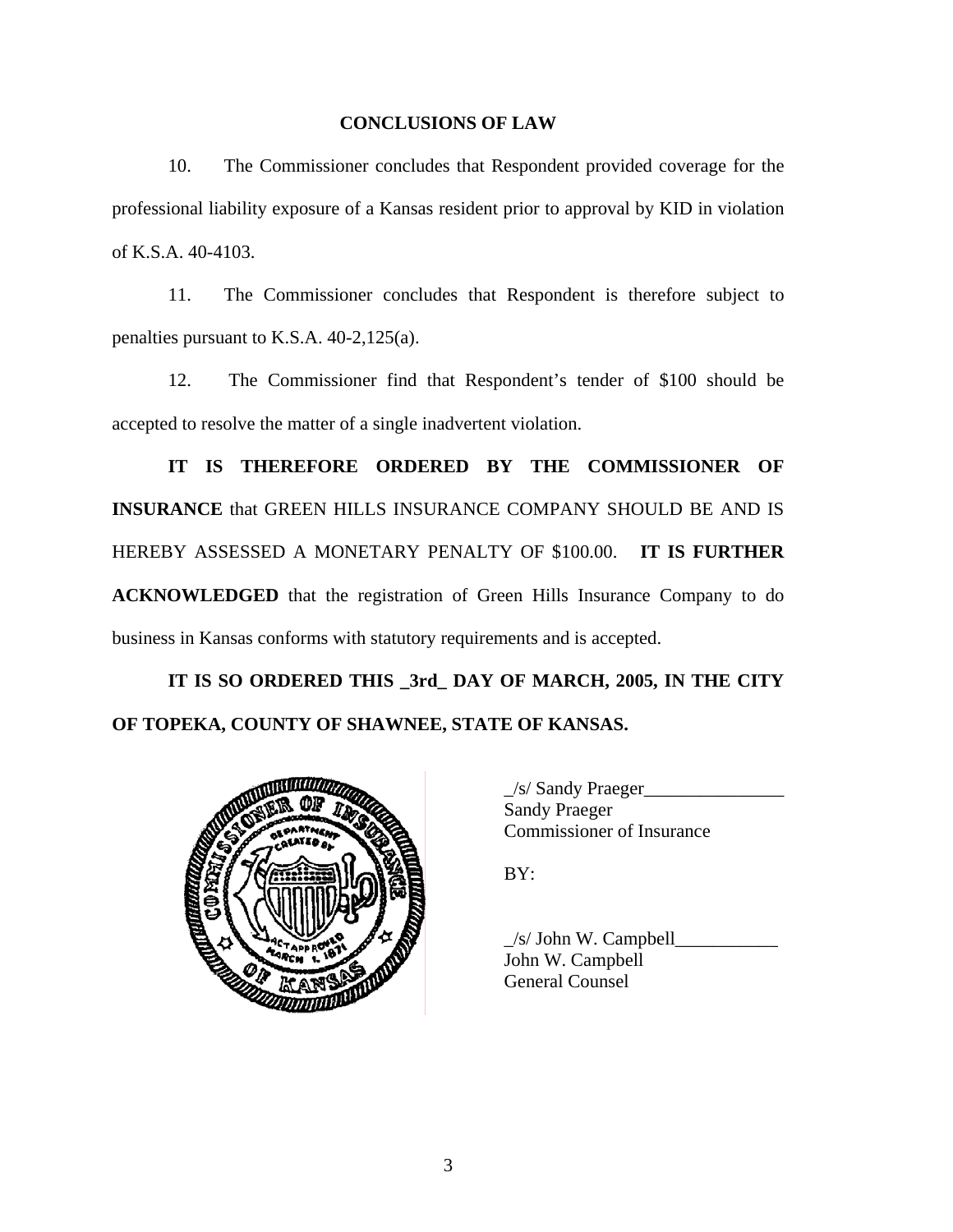**CONCLUSIONS OF LAW**

10. The Commissioner concludes that Respondent provided coverage for the professional liability exposure of a Kansas resident prior to approval by KID in violation of K.S.A. 40-4103.

11. The Commissioner concludes that Respondent is therefore subject to penalties pursuant to K.S.A. 40-2,125(a).

12. The Commissioner find that Respondent's tender of $100 should be accepted to resolve the matter of a single inadvertent violation.

**IT IS THEREFORE ORDERED BY THE COMMISSIONER OF INSURANCE** that GREEN HILLS INSURANCE COMPANY SHOULD BE AND IS HEREBY ASSESSED A MONETARY PENALTY OF $100.00. **IT IS FURTHER ACKNOWLEDGED** that the registration of Green Hills Insurance Company to do business in Kansas conforms with statutory requirements and is accepted.

**IT IS SO ORDERED THIS _3rd_ DAY OF MARCH, 2005, IN THE CITY OF TOPEKA, COUNTY OF SHAWNEE, STATE OF KANSAS.**

_/s/ Sandy Praeger_______________
Sandy Praeger
Commissioner of Insurance

BY:

_/s/ John W. Campbell___________
John W. Campbell
General Counsel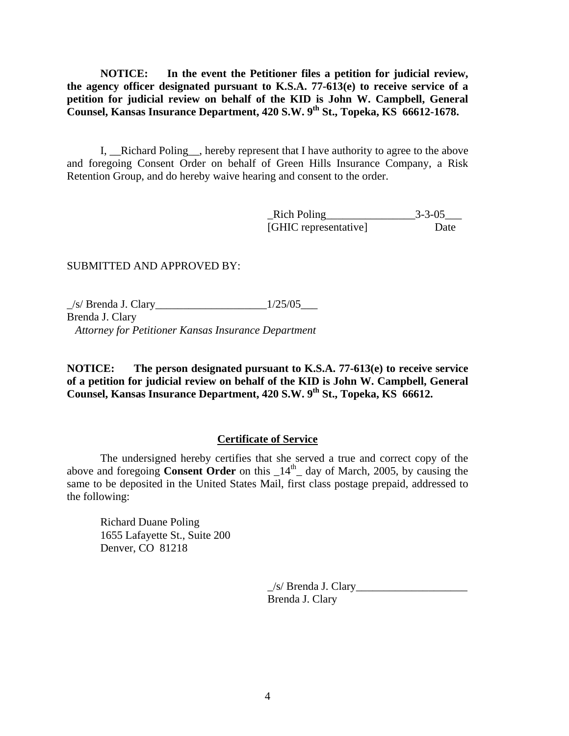**NOTICE: In the event the Petitioner files a petition for judicial review, the agency officer designated pursuant to K.S.A. 77-613(e) to receive service of a petition for judicial review on behalf of the KID is John W. Campbell, General Counsel, Kansas Insurance Department, 420 S.W. 9th St., Topeka, KS 66612-1678.**

I, __Richard Poling__, hereby represent that I have authority to agree to the above and foregoing Consent Order on behalf of Green Hills Insurance Company, a Risk Retention Group, and do hereby waive hearing and consent to the order.

_Rich Poling________________3-3-05___
[GHIC representative] Date

SUBMITTED AND APPROVED BY:

_/s/ Brenda J. Clary____________________1/25/05___
Brenda J. Clary
*Attorney for Petitioner Kansas Insurance Department*

**NOTICE: The person designated pursuant to K.S.A. 77-613(e) to receive service of a petition for judicial review on behalf of the KID is John W. Campbell, General Counsel, Kansas Insurance Department, 420 S.W. 9th St., Topeka, KS 66612.**

## Certificate of Service

The undersigned hereby certifies that she served a true and correct copy of the above and foregoing **Consent Order** on this _14th_ day of March, 2005, by causing the same to be deposited in the United States Mail, first class postage prepaid, addressed to the following:

Richard Duane Poling
1655 Lafayette St., Suite 200
Denver, CO 81218

_/s/ Brenda J. Clary____________________
Brenda J. Clary